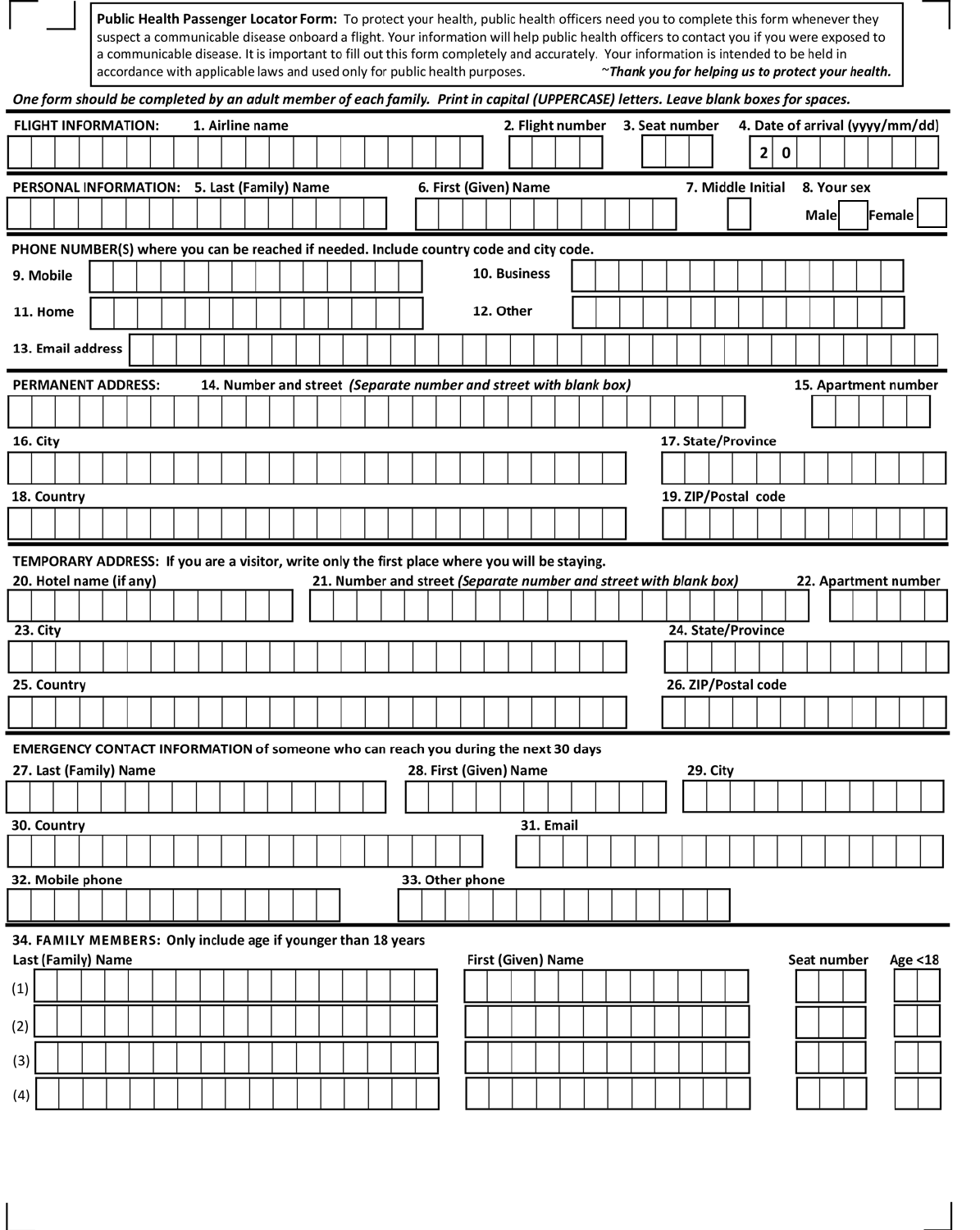**Public Health Passenger Locator Form:** To protect your health, public health officers need you to complete this form whenever they suspect a communicable disease onboard a flight. Your information will help public health officers to contact you if you were exposed to a communicable disease. It is important to fill out this form completely and accurately. Your information is intended to be held in accordance with applicable laws and used only for public health purposes. *~Thank you for helping us to protect your health.*

***One form should be completed by an adult member of each family. Print in capital (UPPERCASE) letters. Leave blank boxes for spaces.***

**FLIGHT INFORMATION:** 1. Airline name 2. Flight number 3. Seat number 4. Date of arrival (yyyy/mm/dd) 2 0

**PERSONAL INFORMATION:** 5. Last (Family) Name 6. First (Given) Name 7. Middle Initial 8. Your sex Male Female

**PHONE NUMBER(S)** where you can be reached if needed. Include country code and city code.

9. Mobile

10. Business

11. Home

12. Other

13. Email address

**PERMANENT ADDRESS:** 14. Number and street *(Separate number and street with blank box)* 15. Apartment number

16. City

17. State/Province

18. Country

19. ZIP/Postal code

**TEMPORARY ADDRESS:** If you are a visitor, write only the first place where you will be staying.

20. Hotel name (if any)

21. Number and street *(Separate number and street with blank box)*

22. Apartment number

23. City

24. State/Province

25. Country

26. ZIP/Postal code

**EMERGENCY CONTACT INFORMATION** of someone who can reach you during the next 30 days

27. Last (Family) Name

28. First (Given) Name

29. City

30. Country

31. Email

32. Mobile phone

33. Other phone

**34. FAMILY MEMBERS:** Only include age if younger than 18 years

| | Last (Family) Name | First (Given) Name | Seat number | Age <18 |
|---|---|---|---|---|
| (1) | | | | |
| (2) | | | | |
| (3) | | | | |
| (4) | | | | |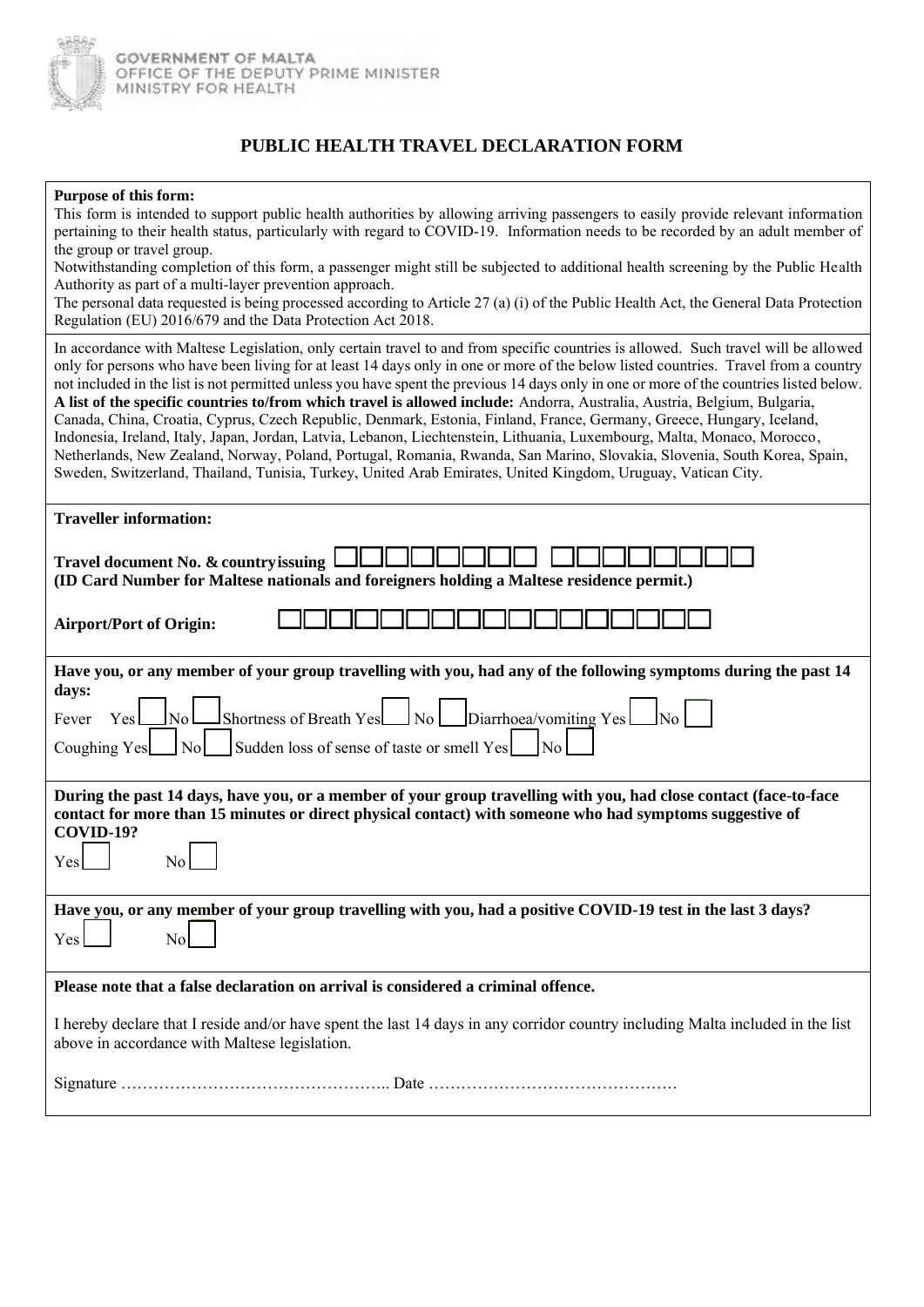GOVERNMENT OF MALTA
OFFICE OF THE DEPUTY PRIME MINISTER
MINISTRY FOR HEALTH

# PUBLIC HEALTH TRAVEL DECLARATION FORM

**Purpose of this form:**
This form is intended to support public health authorities by allowing arriving passengers to easily provide relevant information pertaining to their health status, particularly with regard to COVID-19. Information needs to be recorded by an adult member of the group or travel group.
Notwithstanding completion of this form, a passenger might still be subjected to additional health screening by the Public Health Authority as part of a multi-layer prevention approach.
The personal data requested is being processed according to Article 27 (a) (i) of the Public Health Act, the General Data Protection Regulation (EU) 2016/679 and the Data Protection Act 2018.

In accordance with Maltese Legislation, only certain travel to and from specific countries is allowed. Such travel will be allowed only for persons who have been living for at least 14 days only in one or more of the below listed countries. Travel from a country not included in the list is not permitted unless you have spent the previous 14 days only in one or more of the countries listed below. **A list of the specific countries to/from which travel is allowed include:** Andorra, Australia, Austria, Belgium, Bulgaria, Canada, China, Croatia, Cyprus, Czech Republic, Denmark, Estonia, Finland, France, Germany, Greece, Hungary, Iceland, Indonesia, Ireland, Italy, Japan, Jordan, Latvia, Lebanon, Liechtenstein, Lithuania, Luxembourg, Malta, Monaco, Morocco, Netherlands, New Zealand, Norway, Poland, Portugal, Romania, Rwanda, San Marino, Slovakia, Slovenia, South Korea, Spain, Sweden, Switzerland, Thailand, Tunisia, Turkey, United Arab Emirates, United Kingdom, Uruguay, Vatican City.

**Traveller information:**

**Travel document No. & country issuing** ☐☐☐☐☐☐☐☐☐ ☐☐☐☐☐☐☐☐☐
**(ID Card Number for Maltese nationals and foreigners holding a Maltese residence permit.)**

**Airport/Port of Origin:** ☐☐☐☐☐☐☐☐☐☐☐☐☐☐☐☐☐☐

**Have you, or any member of your group travelling with you, had any of the following symptoms during the past 14 days:**

Fever Yes ☐ No ☐ Shortness of Breath Yes ☐ No ☐ Diarrhoea/vomiting Yes ☐ No ☐
Coughing Yes ☐ No ☐ Sudden loss of sense of taste or smell Yes ☐ No ☐

**During the past 14 days, have you, or a member of your group travelling with you, had close contact (face-to-face contact for more than 15 minutes or direct physical contact) with someone who had symptoms suggestive of COVID-19?**

Yes ☐ No ☐

**Have you, or any member of your group travelling with you, had a positive COVID-19 test in the last 3 days?**

Yes ☐ No ☐

**Please note that a false declaration on arrival is considered a criminal offence.**

I hereby declare that I reside and/or have spent the last 14 days in any corridor country including Malta included in the list above in accordance with Maltese legislation.

Signature ………………………………………….. Date ……………………………………….